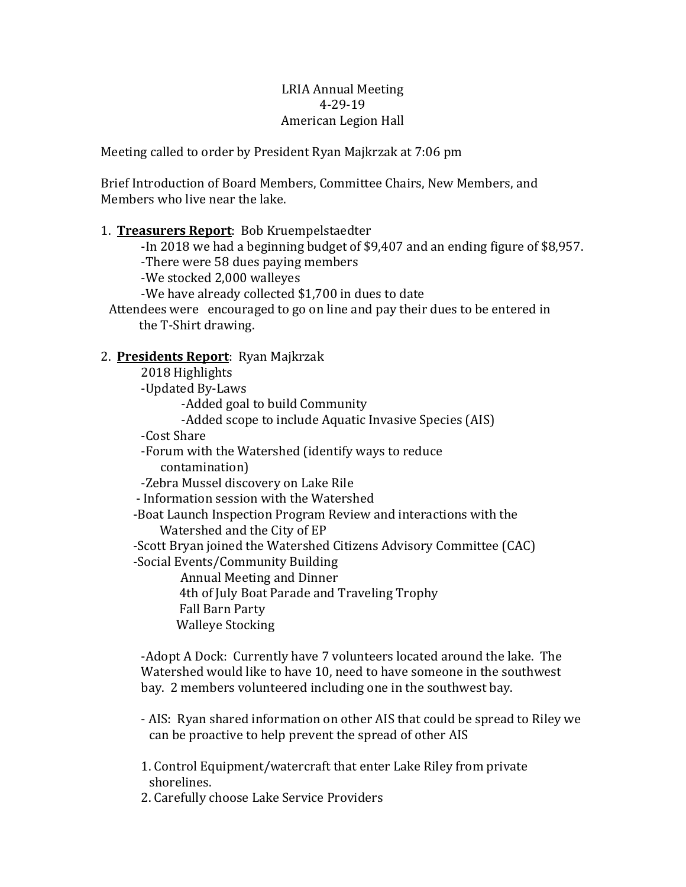LRIA Annual Meeting
4-29-19
American Legion Hall

Meeting called to order by President Ryan Majkrzak at 7:06 pm

Brief Introduction of Board Members, Committee Chairs, New Members, and Members who live near the lake.

1. **Treasurers Report**: Bob Kruempelstaedter
   - In 2018 we had a beginning budget of $9,407 and an ending figure of $8,957.
   - There were 58 dues paying members
   - We stocked 2,000 walleyes
   - We have already collected $1,700 in dues to date

   Attendees were encouraged to go on line and pay their dues to be entered in the T-Shirt drawing.

2. **Presidents Report**: Ryan Majkrzak

   2018 Highlights
   - Updated By-Laws
     - Added goal to build Community
     - Added scope to include Aquatic Invasive Species (AIS)
   - Cost Share
   - Forum with the Watershed (identify ways to reduce contamination)
   - Zebra Mussel discovery on Lake Rile
   - Information session with the Watershed
   - Boat Launch Inspection Program Review and interactions with the Watershed and the City of EP
   - Scott Bryan joined the Watershed Citizens Advisory Committee (CAC)
   - Social Events/Community Building
     - Annual Meeting and Dinner
     - 4th of July Boat Parade and Traveling Trophy
     - Fall Barn Party
     - Walleye Stocking

   - Adopt A Dock: Currently have 7 volunteers located around the lake. The Watershed would like to have 10, need to have someone in the southwest bay. 2 members volunteered including one in the southwest bay.

   - AIS: Ryan shared information on other AIS that could be spread to Riley we can be proactive to help prevent the spread of other AIS

   1. Control Equipment/watercraft that enter Lake Riley from private shorelines.
   2. Carefully choose Lake Service Providers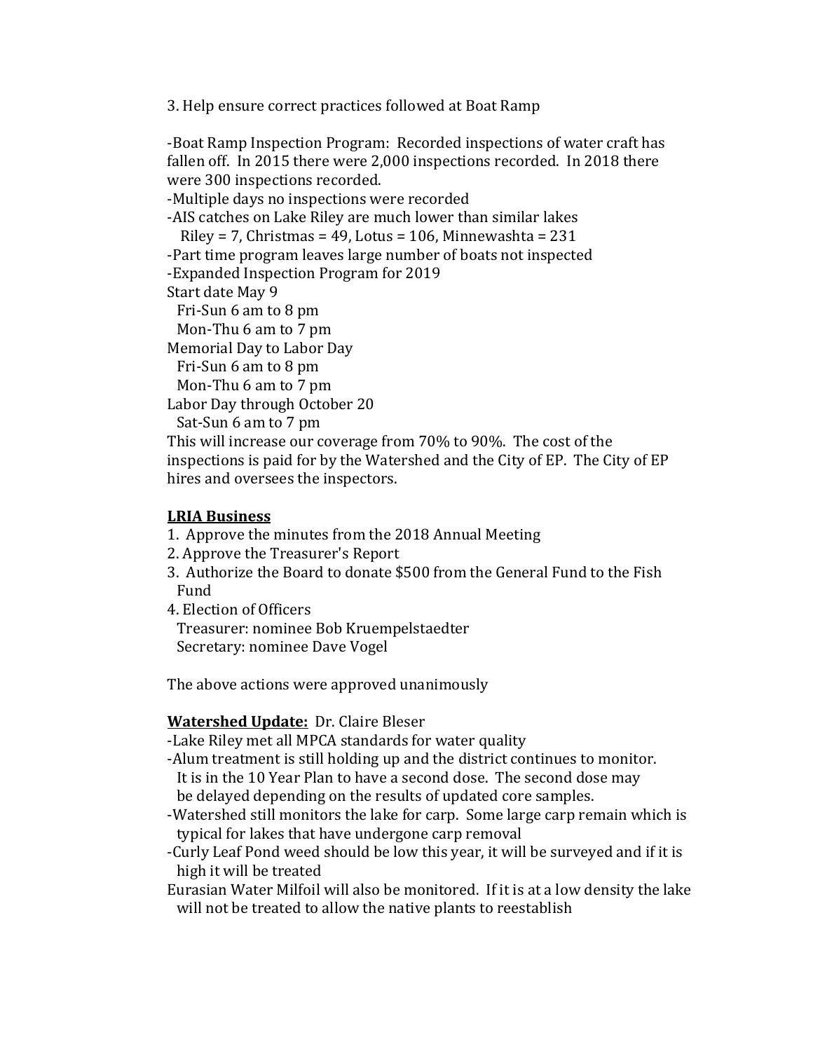3. Help ensure correct practices followed at Boat Ramp

-Boat Ramp Inspection Program: Recorded inspections of water craft has fallen off. In 2015 there were 2,000 inspections recorded. In 2018 there were 300 inspections recorded.
-Multiple days no inspections were recorded
-AIS catches on Lake Riley are much lower than similar lakes
  Riley = 7, Christmas = 49, Lotus = 106, Minnewashta = 231
-Part time program leaves large number of boats not inspected
-Expanded Inspection Program for 2019
Start date May 9
  Fri-Sun 6 am to 8 pm
  Mon-Thu 6 am to 7 pm
Memorial Day to Labor Day
  Fri-Sun 6 am to 8 pm
  Mon-Thu 6 am to 7 pm
Labor Day through October 20
  Sat-Sun 6 am to 7 pm
This will increase our coverage from 70% to 90%. The cost of the inspections is paid for by the Watershed and the City of EP. The City of EP hires and oversees the inspectors.

**<u>LRIA Business</u>**

1. Approve the minutes from the 2018 Annual Meeting
2. Approve the Treasurer's Report
3. Authorize the Board to donate $500 from the General Fund to the Fish Fund
4. Election of Officers
   Treasurer: nominee Bob Kruempelstaedter
   Secretary: nominee Dave Vogel

The above actions were approved unanimously

**<u>Watershed Update:</u>** Dr. Claire Bleser
-Lake Riley met all MPCA standards for water quality
-Alum treatment is still holding up and the district continues to monitor. It is in the 10 Year Plan to have a second dose. The second dose may be delayed depending on the results of updated core samples.
-Watershed still monitors the lake for carp. Some large carp remain which is typical for lakes that have undergone carp removal
-Curly Leaf Pond weed should be low this year, it will be surveyed and if it is high it will be treated
Eurasian Water Milfoil will also be monitored. If it is at a low density the lake will not be treated to allow the native plants to reestablish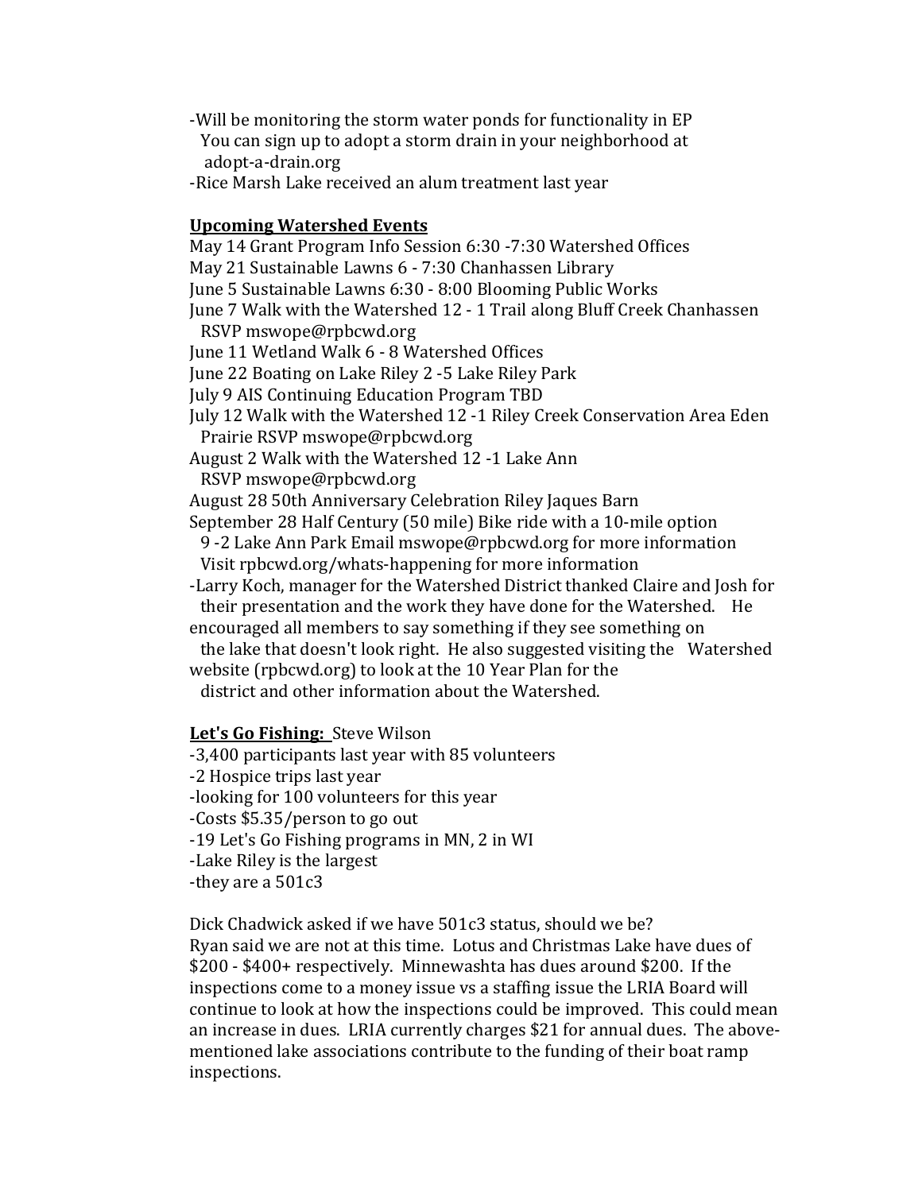-Will be monitoring the storm water ponds for functionality in EP
  You can sign up to adopt a storm drain in your neighborhood at
  adopt-a-drain.org
-Rice Marsh Lake received an alum treatment last year

**Upcoming Watershed Events**

May 14 Grant Program Info Session 6:30 -7:30 Watershed Offices
May 21 Sustainable Lawns 6 - 7:30 Chanhassen Library
June 5 Sustainable Lawns 6:30 - 8:00 Blooming Public Works
June 7 Walk with the Watershed 12 - 1 Trail along Bluff Creek Chanhassen
  RSVP mswope@rpbcwd.org
June 11 Wetland Walk 6 - 8 Watershed Offices
June 22 Boating on Lake Riley 2 -5 Lake Riley Park
July 9 AIS Continuing Education Program TBD
July 12 Walk with the Watershed 12 -1 Riley Creek Conservation Area Eden
  Prairie RSVP mswope@rpbcwd.org
August 2 Walk with the Watershed 12 -1 Lake Ann
  RSVP mswope@rpbcwd.org
August 28 50th Anniversary Celebration Riley Jaques Barn
September 28 Half Century (50 mile) Bike ride with a 10-mile option
  9 -2 Lake Ann Park Email mswope@rpbcwd.org for more information
  Visit rpbcwd.org/whats-happening for more information
-Larry Koch, manager for the Watershed District thanked Claire and Josh for
  their presentation and the work they have done for the Watershed. He
encouraged all members to say something if they see something on
  the lake that doesn't look right. He also suggested visiting the Watershed
website (rpbcwd.org) to look at the 10 Year Plan for the
  district and other information about the Watershed.

**Let's Go Fishing:** Steve Wilson

-3,400 participants last year with 85 volunteers
-2 Hospice trips last year
-looking for 100 volunteers for this year
-Costs $5.35/person to go out
-19 Let's Go Fishing programs in MN, 2 in WI
-Lake Riley is the largest
-they are a 501c3

Dick Chadwick asked if we have 501c3 status, should we be?
Ryan said we are not at this time. Lotus and Christmas Lake have dues of $200 - $400+ respectively. Minnewashta has dues around $200. If the inspections come to a money issue vs a staffing issue the LRIA Board will continue to look at how the inspections could be improved. This could mean an increase in dues. LRIA currently charges $21 for annual dues. The above-mentioned lake associations contribute to the funding of their boat ramp inspections.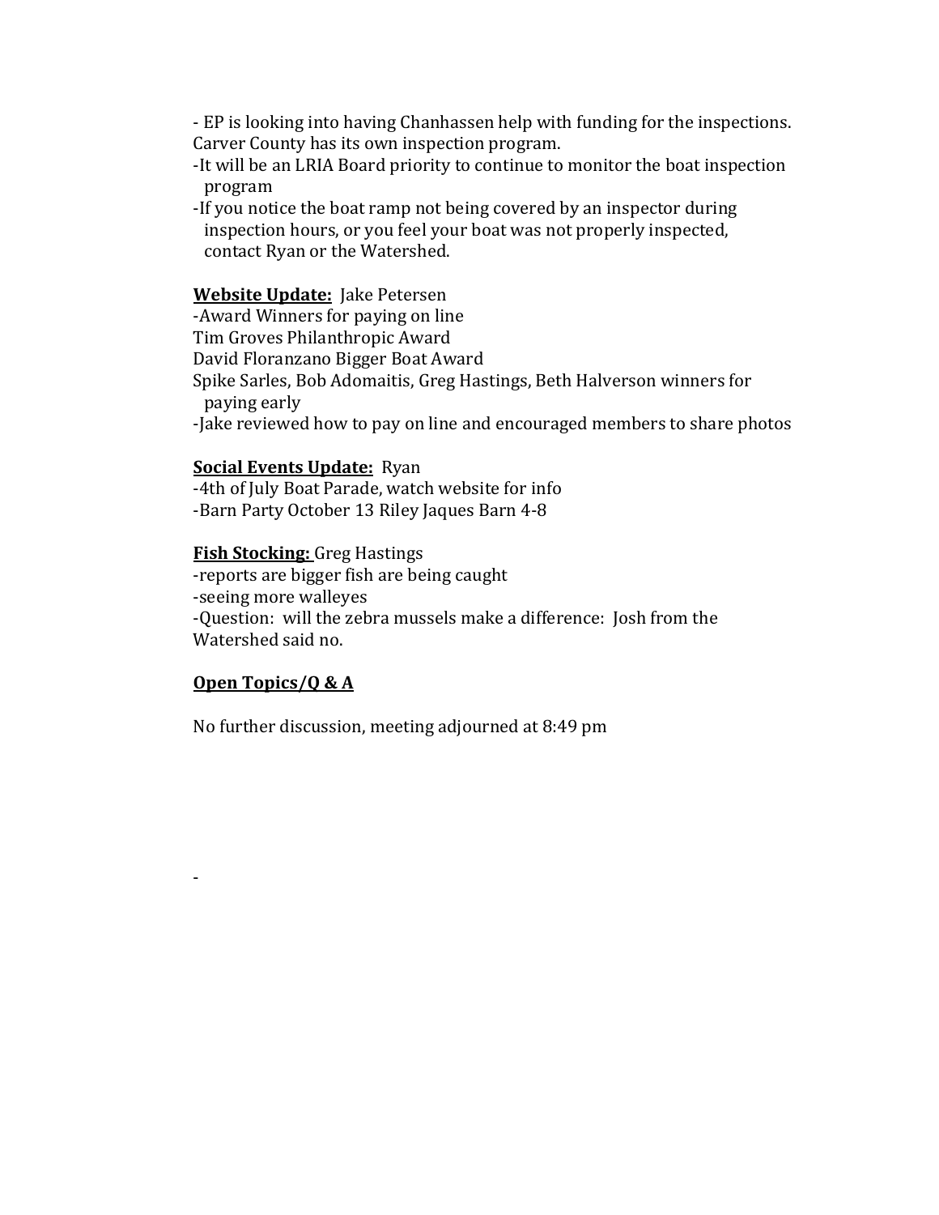- EP is looking into having Chanhassen help with funding for the inspections. Carver County has its own inspection program.
-It will be an LRIA Board priority to continue to monitor the boat inspection program
-If you notice the boat ramp not being covered by an inspector during inspection hours, or you feel your boat was not properly inspected, contact Ryan or the Watershed.

**Website Update:** Jake Petersen
-Award Winners for paying on line
Tim Groves Philanthropic Award
David Floranzano Bigger Boat Award
Spike Sarles, Bob Adomaitis, Greg Hastings, Beth Halverson winners for paying early
-Jake reviewed how to pay on line and encouraged members to share photos

**Social Events Update:** Ryan
-4th of July Boat Parade, watch website for info
-Barn Party October 13 Riley Jaques Barn 4-8

**Fish Stocking:** Greg Hastings
-reports are bigger fish are being caught
-seeing more walleyes
-Question: will the zebra mussels make a difference: Josh from the Watershed said no.

**Open Topics/Q & A**

No further discussion, meeting adjourned at 8:49 pm

-